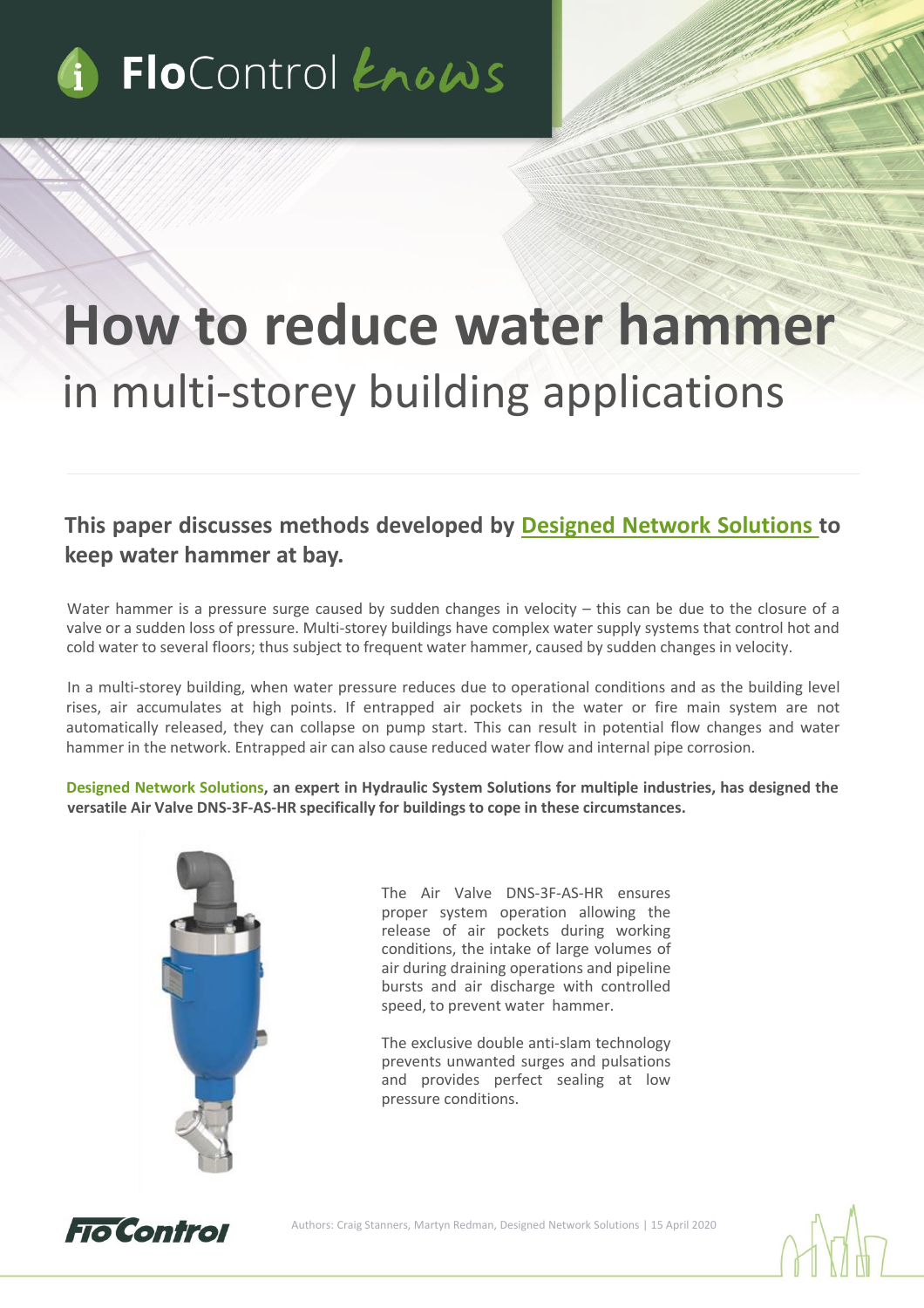FloControl knows

# How to reduce water hammer
## in multi-storey building applications

### This paper discusses methods developed by Designed Network Solutions to keep water hammer at bay.

Water hammer is a pressure surge caused by sudden changes in velocity – this can be due to the closure of a valve or a sudden loss of pressure. Multi-storey buildings have complex water supply systems that control hot and cold water to several floors; thus subject to frequent water hammer, caused by sudden changes in velocity.

In a multi-storey building, when water pressure reduces due to operational conditions and as the building level rises, air accumulates at high points. If entrapped air pockets in the water or fire main system are not automatically released, they can collapse on pump start. This can result in potential flow changes and water hammer in the network. Entrapped air can also cause reduced water flow and internal pipe corrosion.

**Designed Network Solutions, an expert in Hydraulic System Solutions for multiple industries, has designed the versatile Air Valve DNS-3F-AS-HR specifically for buildings to cope in these circumstances.**

The Air Valve DNS-3F-AS-HR ensures proper system operation allowing the release of air pockets during working conditions, the intake of large volumes of air during draining operations and pipeline bursts and air discharge with controlled speed, to prevent water hammer.

The exclusive double anti-slam technology prevents unwanted surges and pulsations and provides perfect sealing at low pressure conditions.

Authors: Craig Stanners, Martyn Redman, Designed Network Solutions | 15 April 2020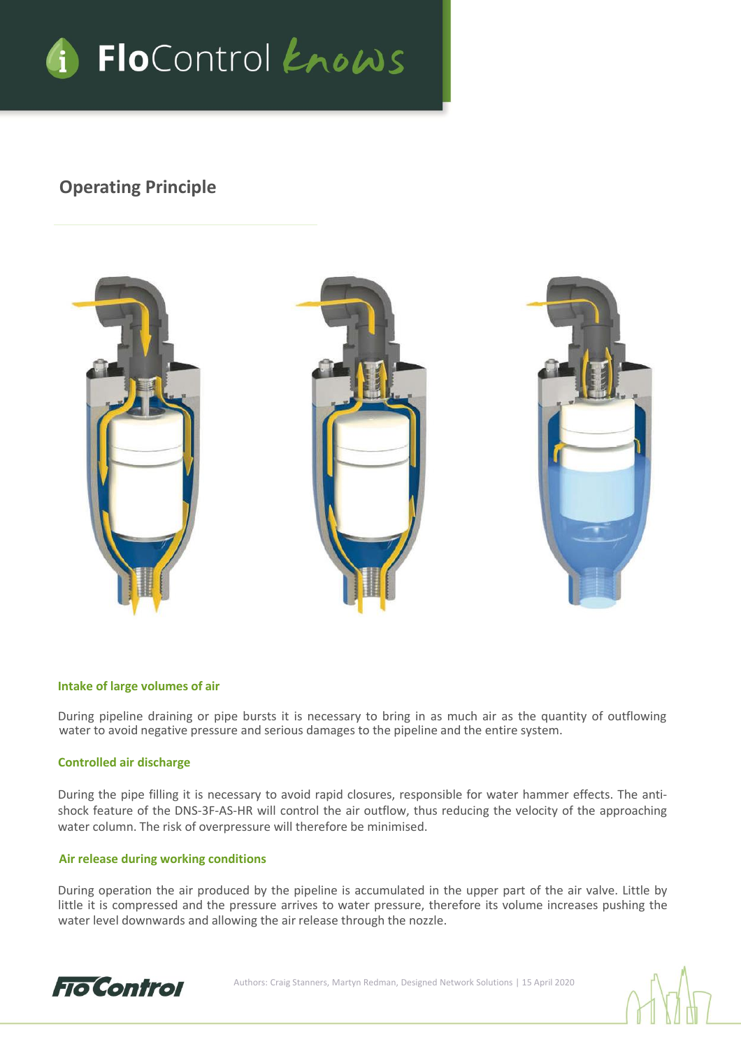## Operating Principle

#### Intake of large volumes of air

During pipeline draining or pipe bursts it is necessary to bring in as much air as the quantity of outflowing water to avoid negative pressure and serious damages to the pipeline and the entire system.

#### Controlled air discharge

During the pipe filling it is necessary to avoid rapid closures, responsible for water hammer effects. The anti-shock feature of the DNS-3F-AS-HR will control the air outflow, thus reducing the velocity of the approaching water column. The risk of overpressure will therefore be minimised.

#### Air release during working conditions

During operation the air produced by the pipeline is accumulated in the upper part of the air valve. Little by little it is compressed and the pressure arrives to water pressure, therefore its volume increases pushing the water level downwards and allowing the air release through the nozzle.

Authors: Craig Stanners, Martyn Redman, Designed Network Solutions | 15 April 2020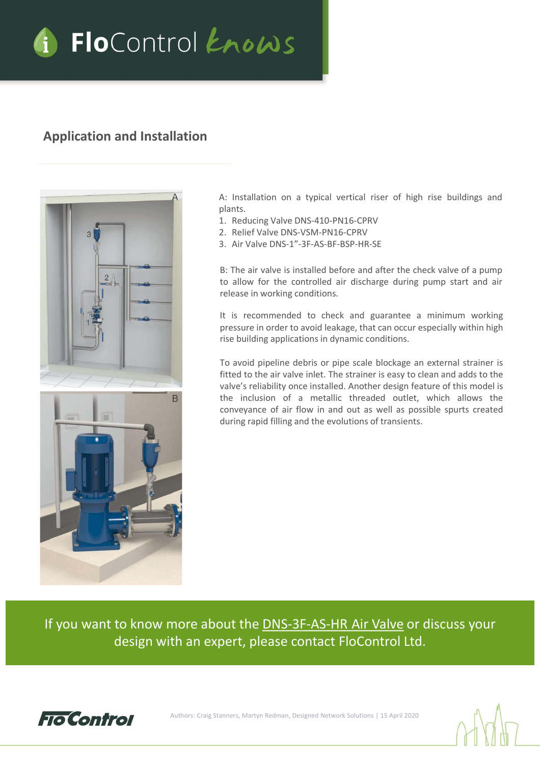## Application and Installation

A: Installation on a typical vertical riser of high rise buildings and plants.

1. Reducing Valve DNS-410-PN16-CPRV
2. Relief Valve DNS-VSM-PN16-CPRV
3. Air Valve DNS-1”-3F-AS-BF-BSP-HR-SE

B: The air valve is installed before and after the check valve of a pump to allow for the controlled air discharge during pump start and air release in working conditions.

It is recommended to check and guarantee a minimum working pressure in order to avoid leakage, that can occur especially within high rise building applications in dynamic conditions.

To avoid pipeline debris or pipe scale blockage an external strainer is fitted to the air valve inlet. The strainer is easy to clean and adds to the valve’s reliability once installed. Another design feature of this model is the inclusion of a metallic threaded outlet, which allows the conveyance of air flow in and out as well as possible spurts created during rapid filling and the evolutions of transients.

If you want to know more about the DNS-3F-AS-HR Air Valve or discuss your design with an expert, please contact FloControl Ltd.

Authors: Craig Stanners, Martyn Redman, Designed Network Solutions | 15 April 2020